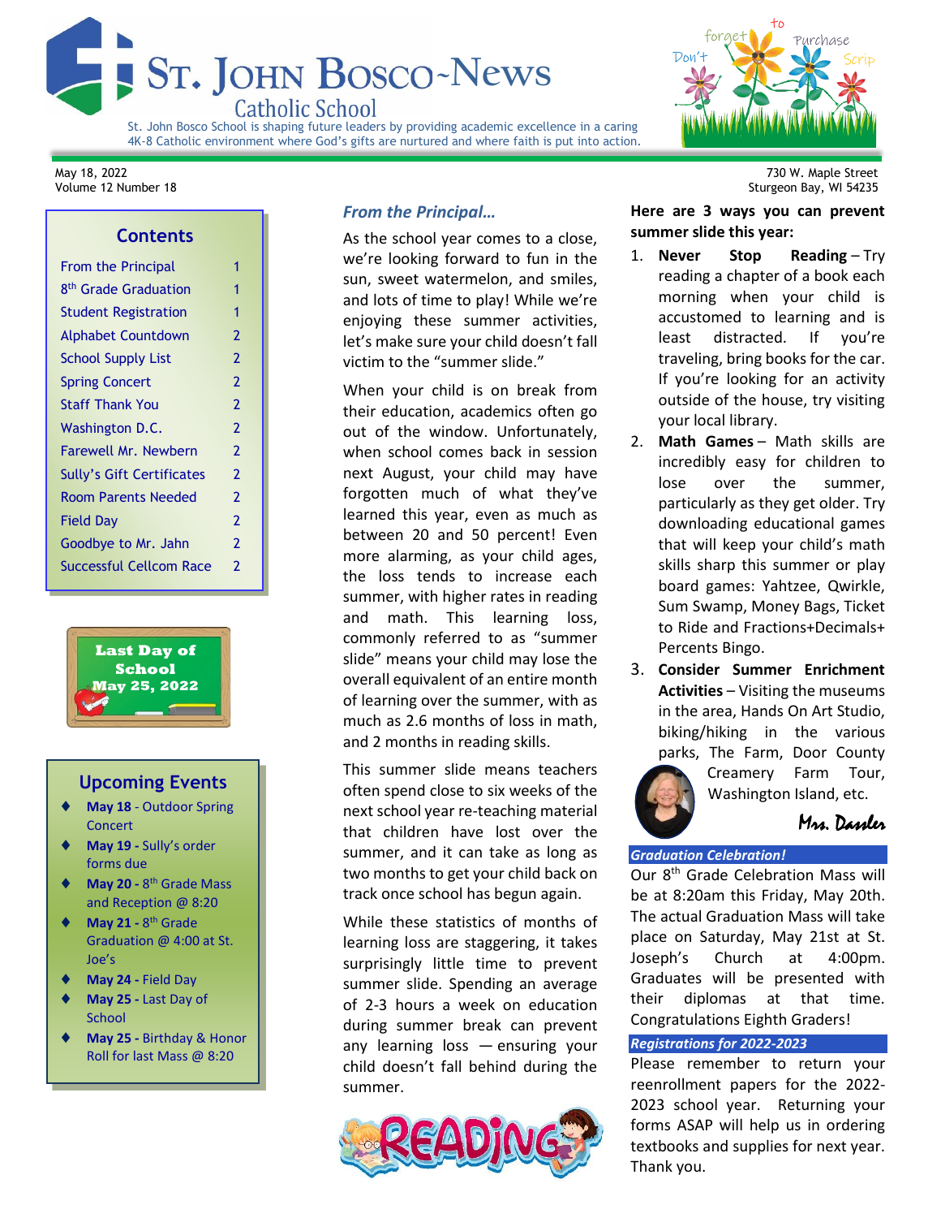# St. John Bosco-News

## Catholic School

St. John Bosco School is shaping future leaders by providing academic excellence in a caring 4K-8 Catholic environment where God's gifts are nurtured and where faith is put into action.

Don't forget to Purchase Scrip

May 18, 2022
Volume 12 Number 18

730 W. Maple Street
Sturgeon Bay, WI 54235

## Contents

| | |
|---|---|
| From the Principal | 1 |
| 8th Grade Graduation | 1 |
| Student Registration | 1 |
| Alphabet Countdown | 2 |
| School Supply List | 2 |
| Spring Concert | 2 |
| Staff Thank You | 2 |
| Washington D.C. | 2 |
| Farewell Mr. Newbern | 2 |
| Sully's Gift Certificates | 2 |
| Room Parents Needed | 2 |
| Field Day | 2 |
| Goodbye to Mr. Jahn | 2 |
| Successful Cellcom Race | 2 |

**Last Day of School May 25, 2022**

## Upcoming Events

- **May 18** - Outdoor Spring Concert
- **May 19** - Sully's order forms due
- **May 20** - 8th Grade Mass and Reception @ 8:20
- **May 21** - 8th Grade Graduation @ 4:00 at St. Joe's
- **May 24** - Field Day
- **May 25** - Last Day of School
- **May 25** - Birthday & Honor Roll for last Mass @ 8:20

## *From the Principal…*

As the school year comes to a close, we're looking forward to fun in the sun, sweet watermelon, and smiles, and lots of time to play! While we're enjoying these summer activities, let's make sure your child doesn't fall victim to the "summer slide."

When your child is on break from their education, academics often go out of the window. Unfortunately, when school comes back in session next August, your child may have forgotten much of what they've learned this year, even as much as between 20 and 50 percent! Even more alarming, as your child ages, the loss tends to increase each summer, with higher rates in reading and math. This learning loss, commonly referred to as "summer slide" means your child may lose the overall equivalent of an entire month of learning over the summer, with as much as 2.6 months of loss in math, and 2 months in reading skills.

This summer slide means teachers often spend close to six weeks of the next school year re-teaching material that children have lost over the summer, and it can take as long as two months to get your child back on track once school has begun again.

While these statistics of months of learning loss are staggering, it takes surprisingly little time to prevent summer slide. Spending an average of 2-3 hours a week on education during summer break can prevent any learning loss — ensuring your child doesn't fall behind during the summer.

READING

**Here are 3 ways you can prevent summer slide this year:**

1. **Never Stop Reading** – Try reading a chapter of a book each morning when your child is accustomed to learning and is least distracted. If you're traveling, bring books for the car. If you're looking for an activity outside of the house, try visiting your local library.
2. **Math Games** – Math skills are incredibly easy for children to lose over the summer, particularly as they get older. Try downloading educational games that will keep your child's math skills sharp this summer or play board games: Yahtzee, Qwirkle, Sum Swamp, Money Bags, Ticket to Ride and Fractions+Decimals+ Percents Bingo.
3. **Consider Summer Enrichment Activities** – Visiting the museums in the area, Hands On Art Studio, biking/hiking in the various parks, The Farm, Door County Creamery Farm Tour, Washington Island, etc.

*Mrs. Dassler*

### *Graduation Celebration!*

Our 8th Grade Celebration Mass will be at 8:20am this Friday, May 20th. The actual Graduation Mass will take place on Saturday, May 21st at St. Joseph's Church at 4:00pm. Graduates will be presented with their diplomas at that time. Congratulations Eighth Graders!

### *Registrations for 2022-2023*

Please remember to return your reenrollment papers for the 2022-2023 school year. Returning your forms ASAP will help us in ordering textbooks and supplies for next year. Thank you.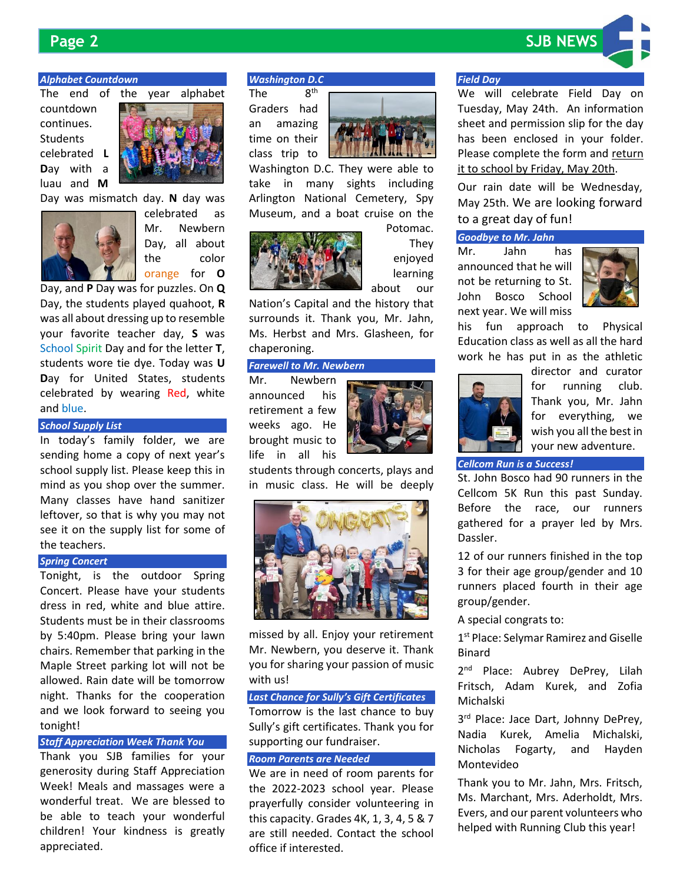## Alphabet Countdown

The end of the year alphabet countdown continues. Students celebrated **L** **D**ay with a luau and **M** Day was mismatch day. **N** day was celebrated as Mr. Newbern Day, all about the color orange for **O** Day, and **P** Day was for puzzles. On **Q** Day, the students played quahoot, **R** was all about dressing up to resemble your favorite teacher day, **S** was School Spirit Day and for the letter **T**, students wore tie dye. Today was **U** **D**ay for United States, students celebrated by wearing Red, white and blue.

## School Supply List

In today's family folder, we are sending home a copy of next year's school supply list. Please keep this in mind as you shop over the summer. Many classes have hand sanitizer leftover, so that is why you may not see it on the supply list for some of the teachers.

## Spring Concert

Tonight, is the outdoor Spring Concert. Please have your students dress in red, white and blue attire. Students must be in their classrooms by 5:40pm. Please bring your lawn chairs. Remember that parking in the Maple Street parking lot will not be allowed. Rain date will be tomorrow night. Thanks for the cooperation and we look forward to seeing you tonight!

## Staff Appreciation Week Thank You

Thank you SJB families for your generosity during Staff Appreciation Week! Meals and massages were a wonderful treat. We are blessed to be able to teach your wonderful children! Your kindness is greatly appreciated.

## Washington D.C

The 8th Graders had an amazing time on their class trip to Washington D.C. They were able to take in many sights including Arlington National Cemetery, Spy Museum, and a boat cruise on the Potomac. They enjoyed learning about our Nation's Capital and the history that surrounds it. Thank you, Mr. Jahn, Ms. Herbst and Mrs. Glasheen, for chaperoning.

## Farewell to Mr. Newbern

Mr. Newbern announced his retirement a few weeks ago. He brought music to life in all his students through concerts, plays and in music class. He will be deeply missed by all. Enjoy your retirement Mr. Newbern, you deserve it. Thank you for sharing your passion of music with us!

## Last Chance for Sully's Gift Certificates

Tomorrow is the last chance to buy Sully's gift certificates. Thank you for supporting our fundraiser.

## Room Parents are Needed

We are in need of room parents for the 2022-2023 school year. Please prayerfully consider volunteering in this capacity. Grades 4K, 1, 3, 4, 5 & 7 are still needed. Contact the school office if interested.

## Field Day

We will celebrate Field Day on Tuesday, May 24th. An information sheet and permission slip for the day has been enclosed in your folder. Please complete the form and return it to school by Friday, May 20th.

Our rain date will be Wednesday, May 25th. We are looking forward to a great day of fun!

## Goodbye to Mr. Jahn

Mr. Jahn has announced that he will not be returning to St. John Bosco School next year. We will miss his fun approach to Physical Education class as well as all the hard work he has put in as the athletic director and curator for running club. Thank you, Mr. Jahn for everything, we wish you all the best in your new adventure.

## Cellcom Run is a Success!

St. John Bosco had 90 runners in the Cellcom 5K Run this past Sunday. Before the race, our runners gathered for a prayer led by Mrs. Dassler.

12 of our runners finished in the top 3 for their age group/gender and 10 runners placed fourth in their age group/gender.

A special congrats to:

1st Place: Selymar Ramirez and Giselle Binard

2nd Place: Aubrey DePrey, Lilah Fritsch, Adam Kurek, and Zofia Michalski

3rd Place: Jace Dart, Johnny DePrey, Nadia Kurek, Amelia Michalski, Nicholas Fogarty, and Hayden Montevideo

Thank you to Mr. Jahn, Mrs. Fritsch, Ms. Marchant, Mrs. Aderholdt, Mrs. Evers, and our parent volunteers who helped with Running Club this year!